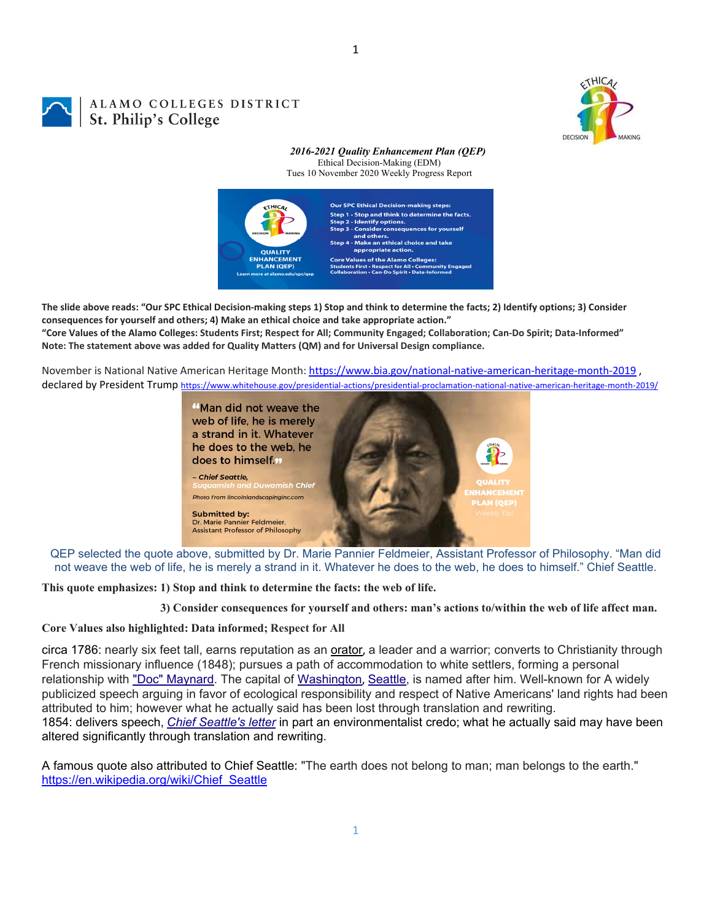ALAMO COLLEGES DISTRICT
St. Philip's College

***2016-2021 Quality Enhancement Plan (QEP)***
Ethical Decision-Making (EDM)
Tues 10 November 2020 Weekly Progress Report

**The slide above reads: "Our SPC Ethical Decision-making steps 1) Stop and think to determine the facts; 2) Identify options; 3) Consider consequences for yourself and others; 4) Make an ethical choice and take appropriate action."**
**"Core Values of the Alamo Colleges: Students First; Respect for All; Community Engaged; Collaboration; Can-Do Spirit; Data-Informed"**
**Note: The statement above was added for Quality Matters (QM) and for Universal Design compliance.**

November is National Native American Heritage Month: https://www.bia.gov/national-native-american-heritage-month-2019 , declared by President Trump https://www.whitehouse.gov/presidential-actions/presidential-proclamation-national-native-american-heritage-month-2019/

QEP selected the quote above, submitted by Dr. Marie Pannier Feldmeier, Assistant Professor of Philosophy. "Man did not weave the web of life, he is merely a strand in it. Whatever he does to the web, he does to himself." Chief Seattle.

**This quote emphasizes: 1) Stop and think to determine the facts: the web of life.**

**3) Consider consequences for yourself and others: man's actions to/within the web of life affect man.**

**Core Values also highlighted: Data informed; Respect for All**

circa 1786: nearly six feet tall, earns reputation as an orator, a leader and a warrior; converts to Christianity through French missionary influence (1848); pursues a path of accommodation to white settlers, forming a personal relationship with "Doc" Maynard. The capital of Washington, Seattle, is named after him. Well-known for A widely publicized speech arguing in favor of ecological responsibility and respect of Native Americans' land rights had been attributed to him; however what he actually said has been lost through translation and rewriting.
1854: delivers speech, *Chief Seattle's letter* in part an environmentalist credo; what he actually said may have been altered significantly through translation and rewriting.

A famous quote also attributed to Chief Seattle: "The earth does not belong to man; man belongs to the earth."
https://en.wikipedia.org/wiki/Chief_Seattle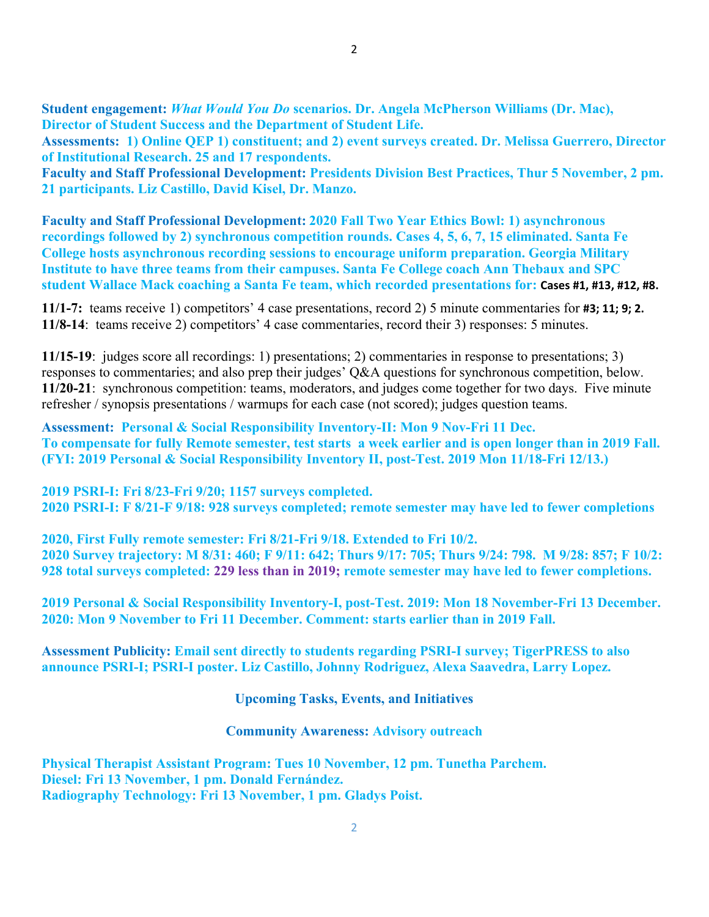**Student engagement:** ***What Would You Do*** **scenarios. Dr. Angela McPherson Williams (Dr. Mac), Director of Student Success and the Department of Student Life.**
**Assessments: 1) Online QEP 1) constituent; and 2) event surveys created. Dr. Melissa Guerrero, Director of Institutional Research. 25 and 17 respondents.**
**Faculty and Staff Professional Development: Presidents Division Best Practices, Thur 5 November, 2 pm. 21 participants. Liz Castillo, David Kisel, Dr. Manzo.**

**Faculty and Staff Professional Development: 2020 Fall Two Year Ethics Bowl: 1) asynchronous recordings followed by 2) synchronous competition rounds. Cases 4, 5, 6, 7, 15 eliminated. Santa Fe College hosts asynchronous recording sessions to encourage uniform preparation. Georgia Military Institute to have three teams from their campuses. Santa Fe College coach Ann Thebaux and SPC student Wallace Mack coaching a Santa Fe team, which recorded presentations for: Cases #1, #13, #12, #8.**

**11/1-7:** teams receive 1) competitors' 4 case presentations, record 2) 5 minute commentaries for **#3; 11; 9; 2.**
**11/8-14**: teams receive 2) competitors' 4 case commentaries, record their 3) responses: 5 minutes.

**11/15-19**: judges score all recordings: 1) presentations; 2) commentaries in response to presentations; 3) responses to commentaries; and also prep their judges' Q&A questions for synchronous competition, below.
**11/20-21**: synchronous competition: teams, moderators, and judges come together for two days. Five minute refresher / synopsis presentations / warmups for each case (not scored); judges question teams.

**Assessment: Personal & Social Responsibility Inventory-II: Mon 9 Nov-Fri 11 Dec.**
**To compensate for fully Remote semester, test starts a week earlier and is open longer than in 2019 Fall. (FYI: 2019 Personal & Social Responsibility Inventory II, post-Test. 2019 Mon 11/18-Fri 12/13.)**

**2019 PSRI-I: Fri 8/23-Fri 9/20; 1157 surveys completed.**
**2020 PSRI-I: F 8/21-F 9/18: 928 surveys completed; remote semester may have led to fewer completions**

**2020, First Fully remote semester: Fri 8/21-Fri 9/18. Extended to Fri 10/2.**
**2020 Survey trajectory: M 8/31: 460; F 9/11: 642; Thurs 9/17: 705; Thurs 9/24: 798. M 9/28: 857; F 10/2: 928 total surveys completed: 229 less than in 2019; remote semester may have led to fewer completions.**

**2019 Personal & Social Responsibility Inventory-I, post-Test. 2019: Mon 18 November-Fri 13 December. 2020: Mon 9 November to Fri 11 December. Comment: starts earlier than in 2019 Fall.**

**Assessment Publicity: Email sent directly to students regarding PSRI-I survey; TigerPRESS to also announce PSRI-I; PSRI-I poster. Liz Castillo, Johnny Rodriguez, Alexa Saavedra, Larry Lopez.**

## Upcoming Tasks, Events, and Initiatives

### Community Awareness: Advisory outreach

**Physical Therapist Assistant Program: Tues 10 November, 12 pm. Tunetha Parchem.**
**Diesel: Fri 13 November, 1 pm. Donald Fernández.**
**Radiography Technology: Fri 13 November, 1 pm. Gladys Poist.**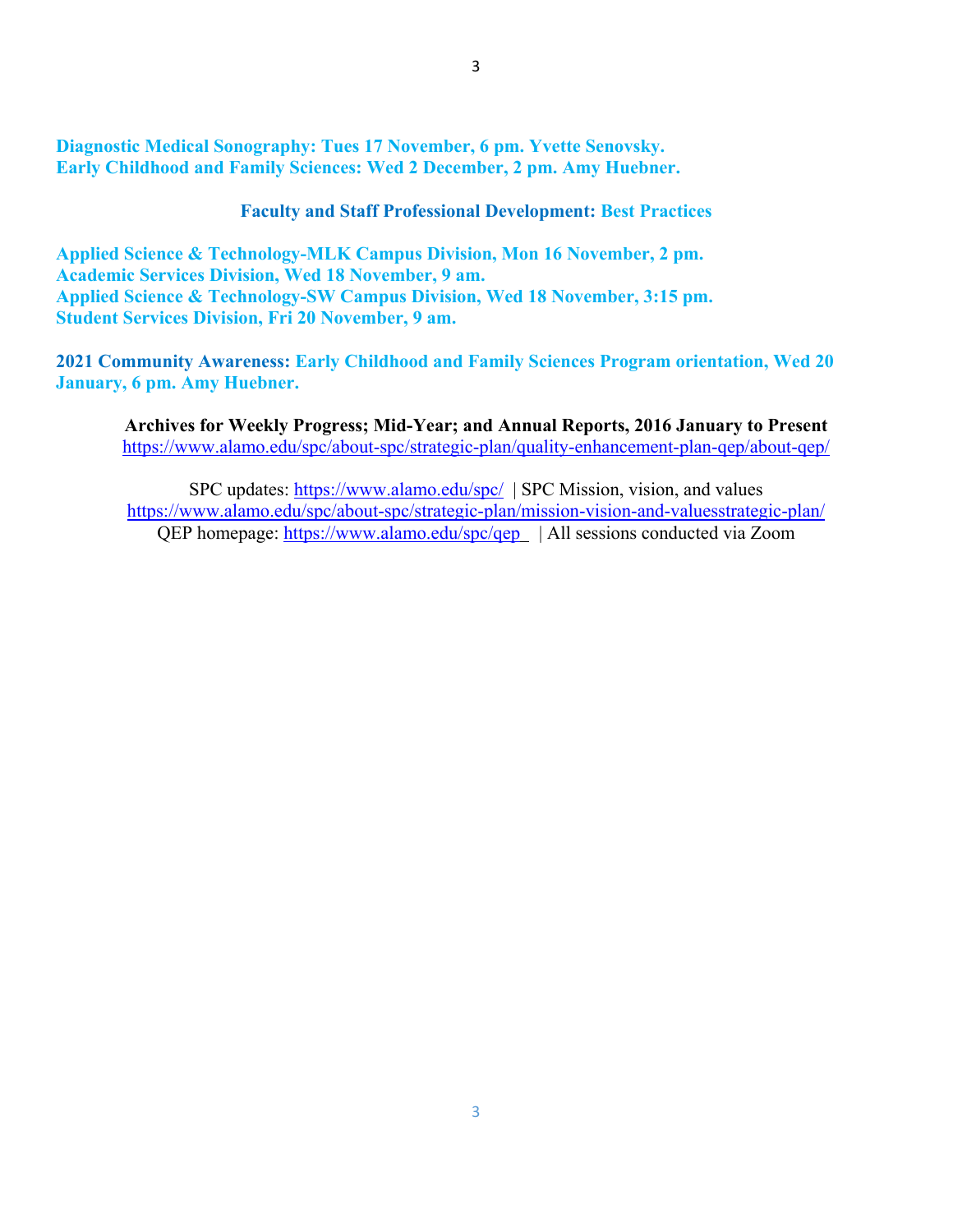**Diagnostic Medical Sonography: Tues 17 November, 6 pm. Yvette Senovsky.**
**Early Childhood and Family Sciences: Wed 2 December, 2 pm. Amy Huebner.**

**Faculty and Staff Professional Development: Best Practices**

**Applied Science & Technology-MLK Campus Division, Mon 16 November, 2 pm.**
**Academic Services Division, Wed 18 November, 9 am.**
**Applied Science & Technology-SW Campus Division, Wed 18 November, 3:15 pm.**
**Student Services Division, Fri 20 November, 9 am.**

**2021 Community Awareness: Early Childhood and Family Sciences Program orientation, Wed 20 January, 6 pm. Amy Huebner.**

**Archives for Weekly Progress; Mid-Year; and Annual Reports, 2016 January to Present**
https://www.alamo.edu/spc/about-spc/strategic-plan/quality-enhancement-plan-qep/about-qep/

SPC updates: https://www.alamo.edu/spc/ | SPC Mission, vision, and values
https://www.alamo.edu/spc/about-spc/strategic-plan/mission-vision-and-valuesstrategic-plan/
QEP homepage: https://www.alamo.edu/spc/qep | All sessions conducted via Zoom